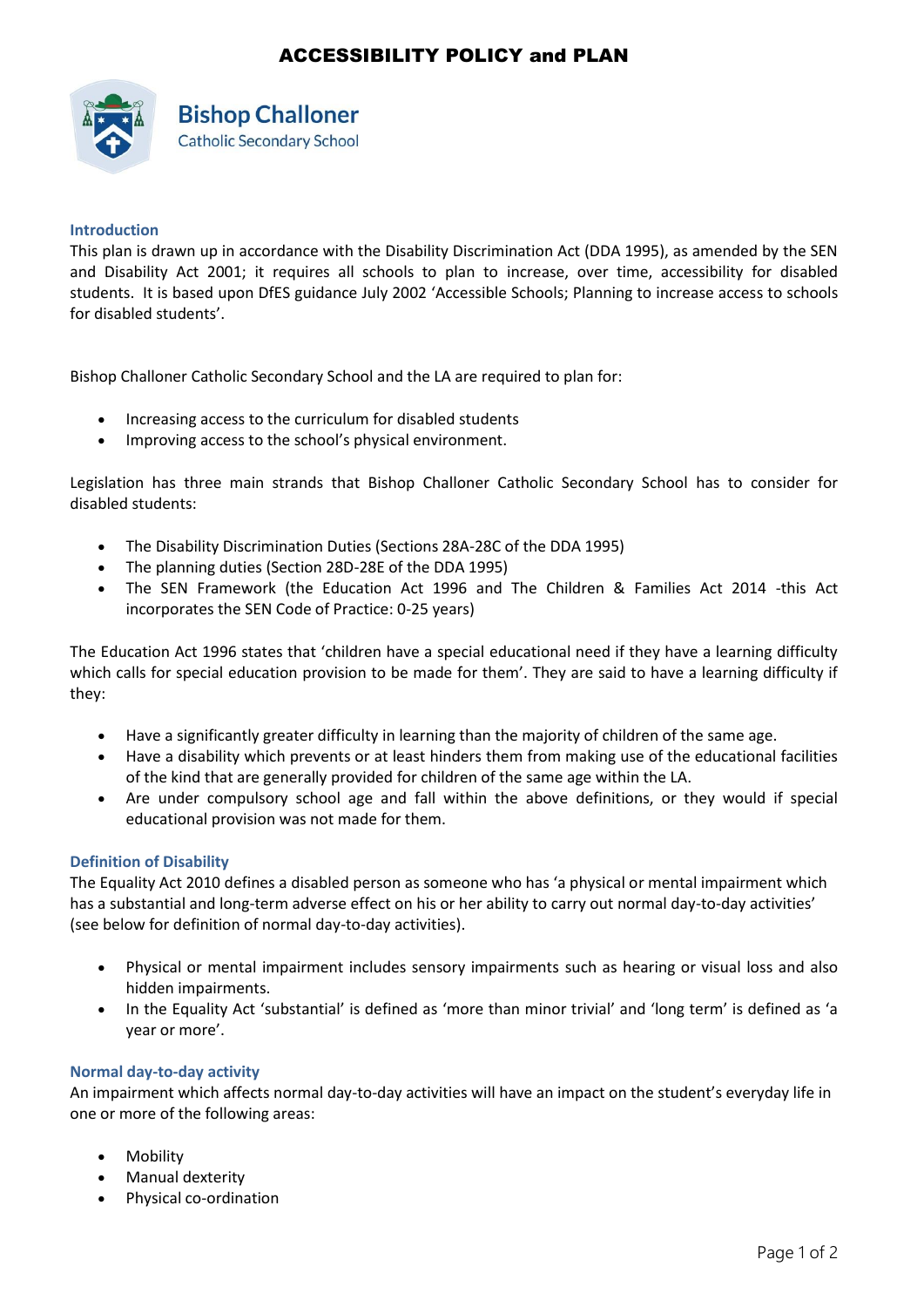# ACCESSIBILITY POLICY and PLAN

**Bishop Challoner**
Catholic Secondary School

## Introduction

This plan is drawn up in accordance with the Disability Discrimination Act (DDA 1995), as amended by the SEN and Disability Act 2001; it requires all schools to plan to increase, over time, accessibility for disabled students. It is based upon DfES guidance July 2002 'Accessible Schools; Planning to increase access to schools for disabled students'.

Bishop Challoner Catholic Secondary School and the LA are required to plan for:

- Increasing access to the curriculum for disabled students
- Improving access to the school's physical environment.

Legislation has three main strands that Bishop Challoner Catholic Secondary School has to consider for disabled students:

- The Disability Discrimination Duties (Sections 28A-28C of the DDA 1995)
- The planning duties (Section 28D-28E of the DDA 1995)
- The SEN Framework (the Education Act 1996 and The Children & Families Act 2014 -this Act incorporates the SEN Code of Practice: 0-25 years)

The Education Act 1996 states that 'children have a special educational need if they have a learning difficulty which calls for special education provision to be made for them'. They are said to have a learning difficulty if they:

- Have a significantly greater difficulty in learning than the majority of children of the same age.
- Have a disability which prevents or at least hinders them from making use of the educational facilities of the kind that are generally provided for children of the same age within the LA.
- Are under compulsory school age and fall within the above definitions, or they would if special educational provision was not made for them.

## Definition of Disability

The Equality Act 2010 defines a disabled person as someone who has 'a physical or mental impairment which has a substantial and long-term adverse effect on his or her ability to carry out normal day-to-day activities' (see below for definition of normal day-to-day activities).

- Physical or mental impairment includes sensory impairments such as hearing or visual loss and also hidden impairments.
- In the Equality Act 'substantial' is defined as 'more than minor trivial' and 'long term' is defined as 'a year or more'.

## Normal day-to-day activity

An impairment which affects normal day-to-day activities will have an impact on the student's everyday life in one or more of the following areas:

- Mobility
- Manual dexterity
- Physical co-ordination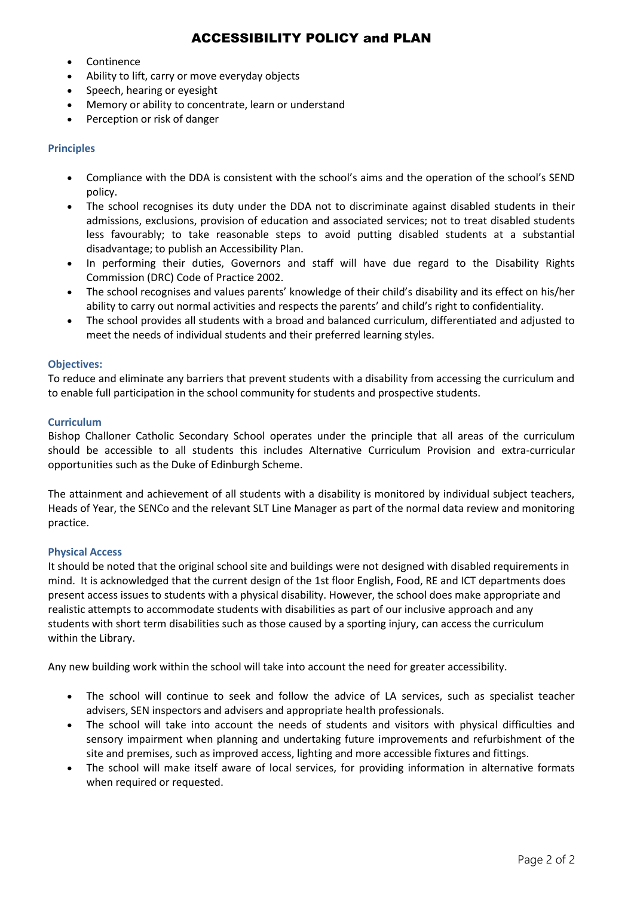- Continence
- Ability to lift, carry or move everyday objects
- Speech, hearing or eyesight
- Memory or ability to concentrate, learn or understand
- Perception or risk of danger

### Principles

- Compliance with the DDA is consistent with the school's aims and the operation of the school's SEND policy.
- The school recognises its duty under the DDA not to discriminate against disabled students in their admissions, exclusions, provision of education and associated services; not to treat disabled students less favourably; to take reasonable steps to avoid putting disabled students at a substantial disadvantage; to publish an Accessibility Plan.
- In performing their duties, Governors and staff will have due regard to the Disability Rights Commission (DRC) Code of Practice 2002.
- The school recognises and values parents' knowledge of their child's disability and its effect on his/her ability to carry out normal activities and respects the parents' and child's right to confidentiality.
- The school provides all students with a broad and balanced curriculum, differentiated and adjusted to meet the needs of individual students and their preferred learning styles.

### Objectives:

To reduce and eliminate any barriers that prevent students with a disability from accessing the curriculum and to enable full participation in the school community for students and prospective students.

### Curriculum

Bishop Challoner Catholic Secondary School operates under the principle that all areas of the curriculum should be accessible to all students this includes Alternative Curriculum Provision and extra-curricular opportunities such as the Duke of Edinburgh Scheme.

The attainment and achievement of all students with a disability is monitored by individual subject teachers, Heads of Year, the SENCo and the relevant SLT Line Manager as part of the normal data review and monitoring practice.

### Physical Access

It should be noted that the original school site and buildings were not designed with disabled requirements in mind. It is acknowledged that the current design of the 1st floor English, Food, RE and ICT departments does present access issues to students with a physical disability. However, the school does make appropriate and realistic attempts to accommodate students with disabilities as part of our inclusive approach and any students with short term disabilities such as those caused by a sporting injury, can access the curriculum within the Library.

Any new building work within the school will take into account the need for greater accessibility.

- The school will continue to seek and follow the advice of LA services, such as specialist teacher advisers, SEN inspectors and advisers and appropriate health professionals.
- The school will take into account the needs of students and visitors with physical difficulties and sensory impairment when planning and undertaking future improvements and refurbishment of the site and premises, such as improved access, lighting and more accessible fixtures and fittings.
- The school will make itself aware of local services, for providing information in alternative formats when required or requested.